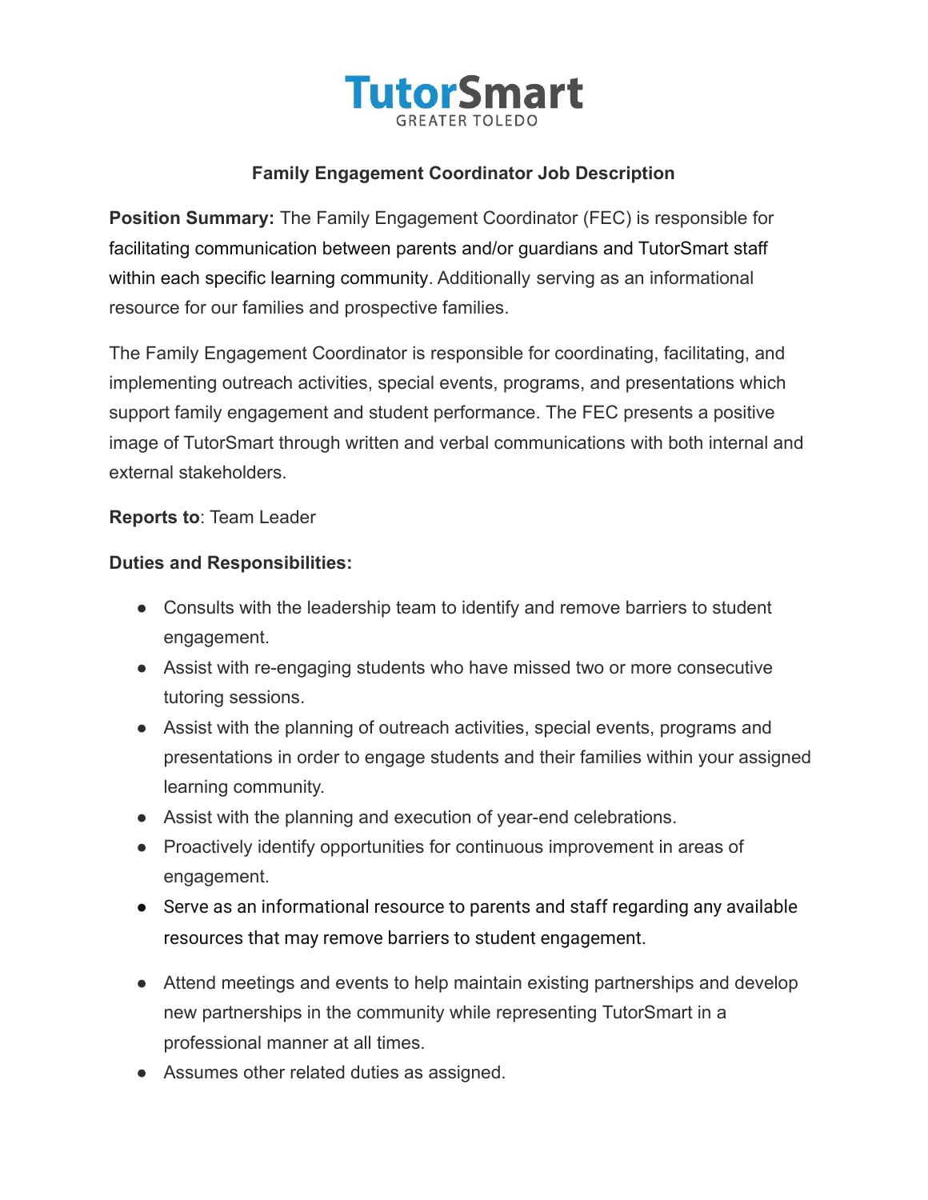# TutorSmart

GREATER TOLEDO

## Family Engagement Coordinator Job Description

**Position Summary:** The Family Engagement Coordinator (FEC) is responsible for facilitating communication between parents and/or guardians and TutorSmart staff within each specific learning community. Additionally serving as an informational resource for our families and prospective families.

The Family Engagement Coordinator is responsible for coordinating, facilitating, and implementing outreach activities, special events, programs, and presentations which support family engagement and student performance. The FEC presents a positive image of TutorSmart through written and verbal communications with both internal and external stakeholders.

**Reports to**: Team Leader

**Duties and Responsibilities:**

- Consults with the leadership team to identify and remove barriers to student engagement.
- Assist with re-engaging students who have missed two or more consecutive tutoring sessions.
- Assist with the planning of outreach activities, special events, programs and presentations in order to engage students and their families within your assigned learning community.
- Assist with the planning and execution of year-end celebrations.
- Proactively identify opportunities for continuous improvement in areas of engagement.
- Serve as an informational resource to parents and staff regarding any available resources that may remove barriers to student engagement.
- Attend meetings and events to help maintain existing partnerships and develop new partnerships in the community while representing TutorSmart in a professional manner at all times.
- Assumes other related duties as assigned.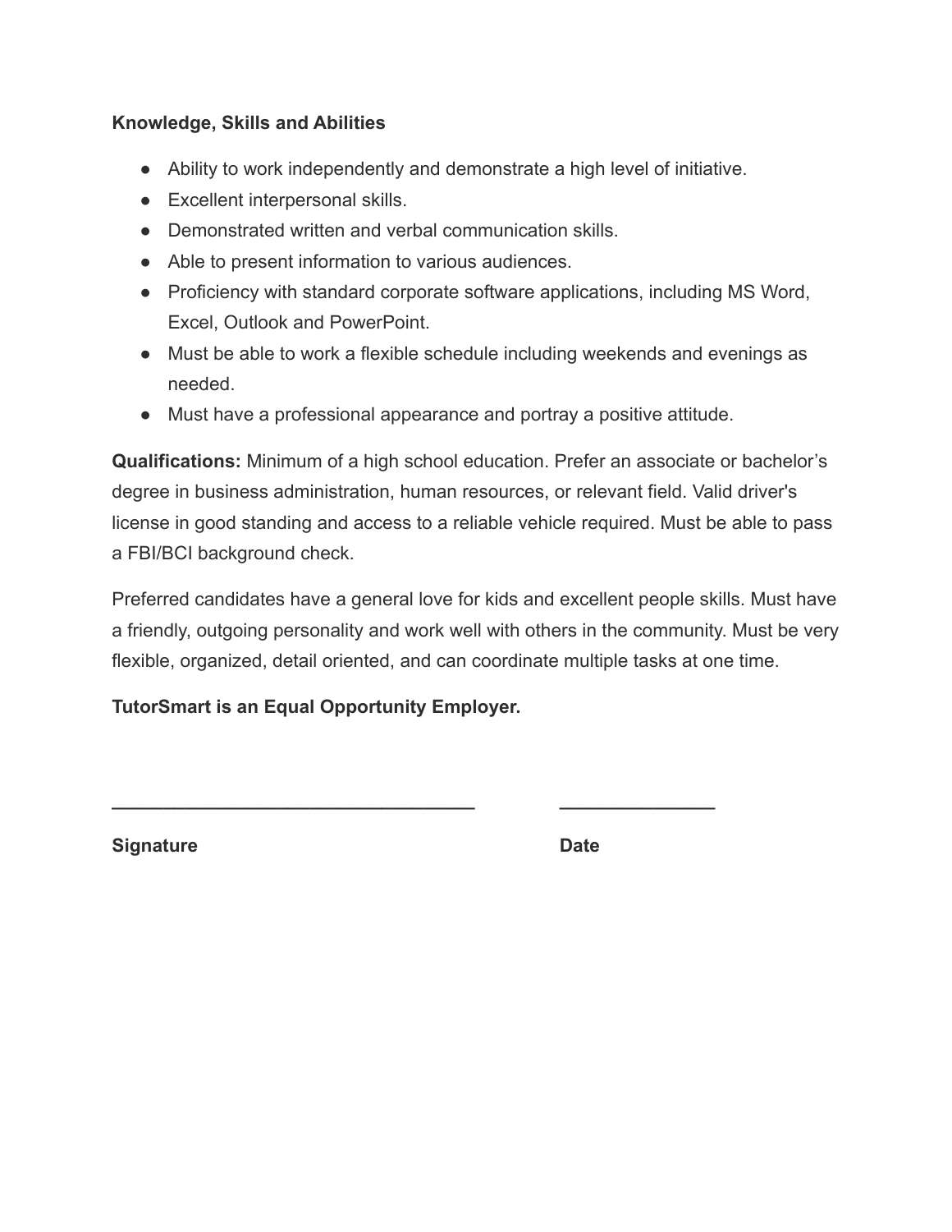**Knowledge, Skills and Abilities**

- Ability to work independently and demonstrate a high level of initiative.
- Excellent interpersonal skills.
- Demonstrated written and verbal communication skills.
- Able to present information to various audiences.
- Proficiency with standard corporate software applications, including MS Word, Excel, Outlook and PowerPoint.
- Must be able to work a flexible schedule including weekends and evenings as needed.
- Must have a professional appearance and portray a positive attitude.

**Qualifications:** Minimum of a high school education. Prefer an associate or bachelor's degree in business administration, human resources, or relevant field. Valid driver's license in good standing and access to a reliable vehicle required. Must be able to pass a FBI/BCI background check.

Preferred candidates have a general love for kids and excellent people skills. Must have a friendly, outgoing personality and work well with others in the community. Must be very flexible, organized, detail oriented, and can coordinate multiple tasks at one time.

**TutorSmart is an Equal Opportunity Employer.**

\_\_\_\_\_\_\_\_\_\_\_\_\_\_\_\_\_\_\_\_\_\_\_\_\_\_\_\_\_\_\_\_\_\_\_ \_\_\_\_\_\_\_\_\_\_\_\_\_\_\_

**Signature** **Date**